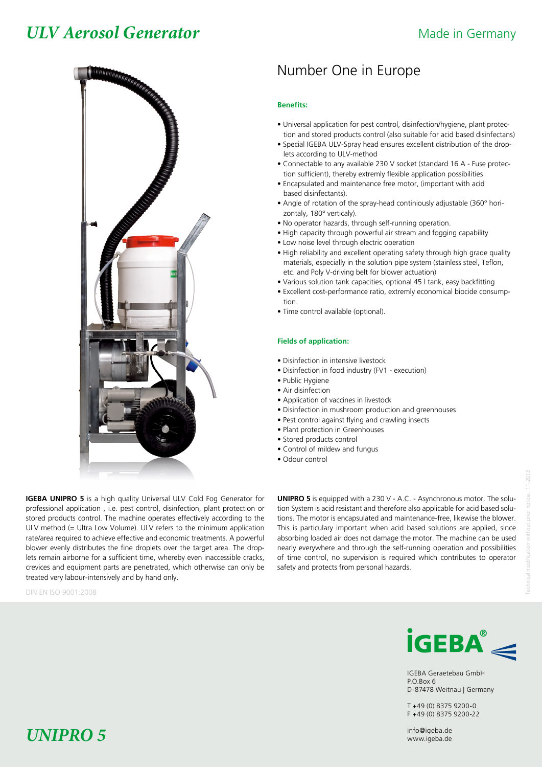# ULV Aerosol Generator

Made in Germany

## Number One in Europe

**Benefits:**

- Universal application for pest control, disinfection/hygiene, plant protection and stored products control (also suitable for acid based disinfectans)
- Special IGEBA ULV-Spray head ensures excellent distribution of the droplets according to ULV-method
- Connectable to any available 230 V socket (standard 16 A - Fuse protection sufficient), thereby extremly flexible application possibilities
- Encapsulated and maintenance free motor, (important with acid based disinfectants).
- Angle of rotation of the spray-head continiously adjustable (360° horizontaly, 180° verticaly).
- No operator hazards, through self-running operation.
- High capacity through powerful air stream and fogging capability
- Low noise level through electric operation
- High reliability and excellent operating safety through high grade quality materials, especially in the solution pipe system (stainless steel, Teflon, etc. and Poly V-driving belt for blower actuation)
- Various solution tank capacities, optional 45 l tank, easy backfitting
- Excellent cost-performance ratio, extremly economical biocide consumption.
- Time control available (optional).

**Fields of application:**

- Disinfection in intensive livestock
- Disinfection in food industry (FV1 - execution)
- Public Hygiene
- Air disinfection
- Application of vaccines in livestock
- Disinfection in mushroom production and greenhouses
- Pest control against flying and crawling insects
- Plant protection in Greenhouses
- Stored products control
- Control of mildew and fungus
- Odour control

**IGEBA UNIPRO 5** is a high quality Universal ULV Cold Fog Generator for professional application , i.e. pest control, disinfection, plant protection or stored products control. The machine operates effectively according to the ULV method (= Ultra Low Volume). ULV refers to the minimum application rate/area required to achieve effective and economic treatments. A powerful blower evenly distributes the fine droplets over the target area. The droplets remain airborne for a sufficient time, whereby even inaccessible cracks, crevices and equipment parts are penetrated, which otherwise can only be treated very labour-intensively and by hand only.

**UNIPRO 5** is equipped with a 230 V - A.C. - Asynchronous motor. The solution System is acid resistant and therefore also applicable for acid based solutions. The motor is encapsulated and maintenance-free, likewise the blower. This is particulary important when acid based solutions are applied, since absorbing loaded air does not damage the motor. The machine can be used nearly everywhere and through the self-running operation and possibilities of time control, no supervision is required which contributes to operator safety and protects from personal hazards.

DIN EN ISO 9001:2008

Technical modification without prior notice. 11-2013

IGEBA®

IGEBA Geraetebau GmbH
P.O.Box 6
D-87478 Weitnau | Germany

T +49 (0) 8375 9200-0
F +49 (0) 8375 9200-22

info@igeba.de
www.igeba.de

# UNIPRO 5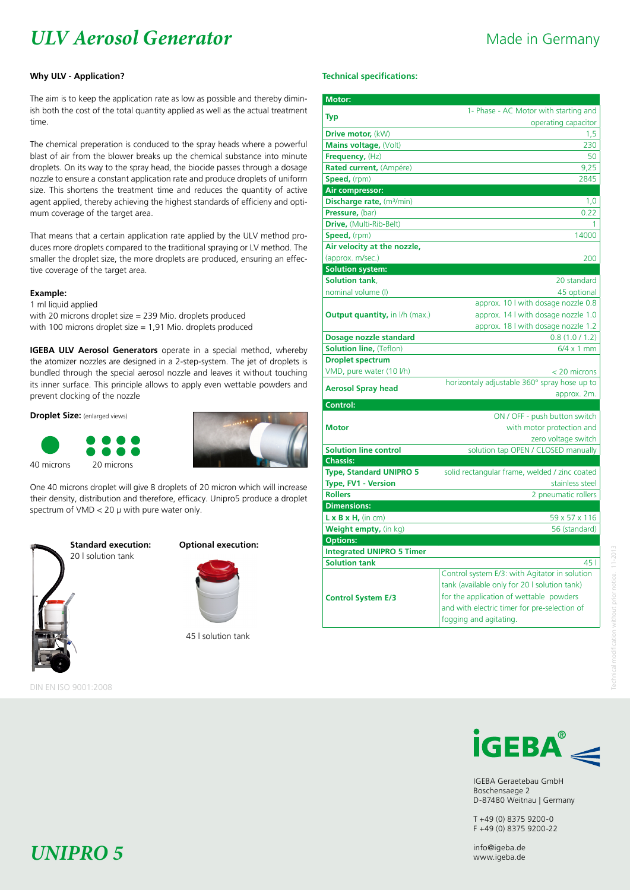# ULV Aerosol Generator

Made in Germany

**Why ULV - Application?**

The aim is to keep the application rate as low as possible and thereby diminish both the cost of the total quantity applied as well as the actual treatment time.

The chemical preperation is conduced to the spray heads where a powerful blast of air from the blower breaks up the chemical substance into minute droplets. On its way to the spray head, the biocide passes through a dosage nozzle to ensure a constant application rate and produce droplets of uniform size. This shortens the treatment time and reduces the quantity of active agent applied, thereby achieving the highest standards of efficieny and optimum coverage of the target area.

That means that a certain application rate applied by the ULV method produces more droplets compared to the traditional spraying or LV method. The smaller the droplet size, the more droplets are produced, ensuring an effective coverage of the target area.

**Example:**

1 ml liquid applied
with 20 microns droplet size = 239 Mio. droplets produced
with 100 microns droplet size = 1,91 Mio. droplets produced

**IGEBA ULV Aerosol Generators** operate in a special method, whereby the atomizer nozzles are designed in a 2-step-system. The jet of droplets is bundled through the special aerosol nozzle and leaves it without touching its inner surface. This principle allows to apply even wettable powders and prevent clocking of the nozzle

**Droplet Size:** (enlarged views)

40 microns    20 microns

One 40 microns droplet will give 8 droplets of 20 micron which will increase their density, distribution and therefore, efficacy. Unipro5 produce a droplet spectrum of VMD < 20 µ with pure water only.

**Standard execution:**
20 l solution tank

**Optional execution:**

45 l solution tank

DIN EN ISO 9001:2008

**Technical specifications:**

| | |
|---|---|
| **Motor:** | |
| **Typ** | 1- Phase - AC Motor with starting and operating capacitor |
| **Drive motor,** (kW) | 1,5 |
| **Mains voltage,** (Volt) | 230 |
| **Frequency,** (Hz) | 50 |
| **Rated current,** (Ampére) | 9,25 |
| **Speed,** (rpm) | 2845 |
| **Air compressor:** | |
| **Discharge rate,** (m³/min) | 1,0 |
| **Pressure,** (bar) | 0.22 |
| **Drive,** (Multi-Rib-Belt) | 1 |
| **Speed,** (rpm) | 14000 |
| **Air velocity at the nozzle,** (approx. m/sec.) | 200 |
| **Solution system:** | |
| **Solution tank,** nominal volume (l) | 20 standard<br>45 optional |
| **Output quantity,** in l/h (max.) | approx. 10 l with dosage nozzle 0.8<br>approx. 14 l with dosage nozzle 1.0<br>approx. 18 l with dosage nozzle 1.2 |
| **Dosage nozzle standard** | 0.8 (1.0 / 1.2) |
| **Solution line,** (Teflon) | 6/4 x 1 mm |
| **Droplet spectrum** VMD, pure water (10 l/h) | < 20 microns |
| **Aerosol Spray head** | horizontaly adjustable 360° spray hose up to approx. 2m. |
| **Control:** | |
| **Motor** | ON / OFF - push button switch with motor protection and zero voltage switch |
| **Solution line control** | solution tap OPEN / CLOSED manually |
| **Chassis:** | |
| **Type, Standard UNIPRO 5** | solid rectangular frame, welded / zinc coated |
| **Type, FV1 - Version** | stainless steel |
| **Rollers** | 2 pneumatic rollers |
| **Dimensions:** | |
| **L x B x H,** (in cm) | 59 x 57 x 116 |
| **Weight empty,** (in kg) | 56 (standard) |
| **Options:** | |
| **Integrated UNIPRO 5 Timer** | |
| **Solution tank** | 45 l |
| **Control System E/3** | Control system E/3: with Agitator in solution tank (available only for 20 l solution tank) for the application of wettable powders and with electric timer for pre-selection of fogging and agitating. |

Technical modification without prior notice. 11-2013

IGEBA Geraetebau GmbH
Boschensaege 2
D-87480 Weitnau | Germany

T +49 (0) 8375 9200-0
F +49 (0) 8375 9200-22

info@igeba.de
www.igeba.de

# UNIPRO 5